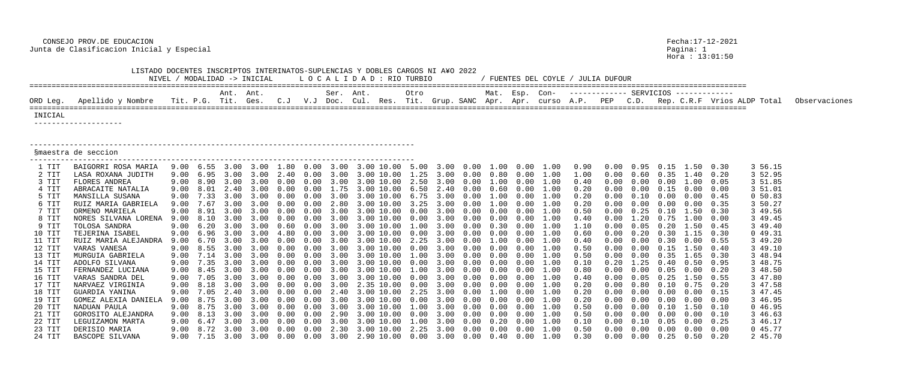CONSEJO PROV.DE EDUCACION
Junta de Clasificacion Inicial y Especial

Fecha:17-12-2021
Pagina: 1
Hora : 13:01:50

LISTADO DOCENTES INSCRIPTOS INTERINATOS-SUPLENCIAS Y DOBLES CARGOS NI A¥O 2022

NIVEL / MODALIDAD -> INICIAL    L O C A L I D A D : RIO TURBIO    / FUENTES DEL COYLE / JULIA DUFOUR

INICIAL

§maestra de seccion

| ORD Leg. | Apellido y Nombre | Tit. | P.G. | Ant. Tit. | Ant. Ges. | C.J | V.J | Ser. Doc. | Ant. Cul. | Res. | Otro Tit. | Grup. | SANC | Mat. Apr. | Esp. Apr. | Con- curso | A.P. | PEP | C.D. | Rep. | C.R.F | Vrios | ALDP | Total | Observaciones |
|---|---|---|---|---|---|---|---|---|---|---|---|---|---|---|---|---|---|---|---|---|---|---|---|---|---|
| 1 TIT | BAIGORRI ROSA MARIA | 9.00 | 6.55 | 3.00 | 3.00 | 1.80 | 0.00 | 3.00 | 3.00 | 10.00 | 5.00 | 3.00 | 0.00 | 1.00 | 0.00 | 1.00 | 0.90 | 0.00 | 0.95 | 0.15 | 1.50 | 0.30 | 3 | 56.15 | |
| 2 TIT | LASA ROXANA JUDITH | 9.00 | 6.95 | 3.00 | 3.00 | 2.40 | 0.00 | 3.00 | 3.00 | 10.00 | 1.25 | 3.00 | 0.00 | 0.80 | 0.00 | 1.00 | 1.00 | 0.00 | 0.60 | 0.35 | 1.40 | 0.20 | 3 | 52.95 | |
| 3 TIT | FLORES ANDREA | 9.00 | 8.90 | 3.00 | 3.00 | 0.00 | 0.00 | 3.00 | 3.00 | 10.00 | 2.50 | 3.00 | 0.00 | 1.00 | 0.00 | 1.00 | 0.40 | 0.00 | 0.00 | 0.00 | 1.00 | 0.05 | 3 | 51.85 | |
| 4 TIT | ABRACAITE NATALIA | 9.00 | 8.01 | 2.40 | 3.00 | 0.00 | 0.00 | 1.75 | 3.00 | 10.00 | 6.50 | 2.40 | 0.00 | 0.60 | 0.00 | 1.00 | 0.20 | 0.00 | 0.00 | 0.15 | 0.00 | 0.00 | 3 | 51.01 | |
| 5 TIT | MANSILLA SUSANA | 9.00 | 7.33 | 3.00 | 3.00 | 0.00 | 0.00 | 3.00 | 3.00 | 10.00 | 6.75 | 3.00 | 0.00 | 1.00 | 0.00 | 1.00 | 0.20 | 0.00 | 0.10 | 0.00 | 0.00 | 0.45 | 0 | 50.83 | |
| 6 TIT | RUIZ MARIA GABRIELA | 9.00 | 7.67 | 3.00 | 3.00 | 0.00 | 0.00 | 2.80 | 3.00 | 10.00 | 3.25 | 3.00 | 0.00 | 1.00 | 0.00 | 1.00 | 0.20 | 0.00 | 0.00 | 0.00 | 0.00 | 0.35 | 3 | 50.27 | |
| 7 TIT | ORMENO MARIELA | 9.00 | 8.91 | 3.00 | 3.00 | 0.00 | 0.00 | 3.00 | 3.00 | 10.00 | 0.00 | 3.00 | 0.00 | 0.00 | 0.00 | 1.00 | 0.50 | 0.00 | 0.25 | 0.10 | 1.50 | 0.30 | 3 | 49.56 | |
| 8 TIT | NORES SILVANA LORENA | 9.00 | 8.10 | 3.00 | 3.00 | 0.00 | 0.00 | 3.00 | 3.00 | 10.00 | 0.00 | 3.00 | 0.00 | 0.00 | 0.00 | 1.00 | 0.40 | 0.00 | 1.20 | 0.75 | 1.00 | 0.00 | 3 | 49.45 | |
| 9 TIT | TOLOSA SANDRA | 9.00 | 6.20 | 3.00 | 3.00 | 0.60 | 0.00 | 3.00 | 3.00 | 10.00 | 1.00 | 3.00 | 0.00 | 0.30 | 0.00 | 1.00 | 1.10 | 0.00 | 0.05 | 0.20 | 1.50 | 0.45 | 3 | 49.40 | |
| 10 TIT | TEJERINA ISABEL | 9.00 | 6.96 | 3.00 | 3.00 | 4.80 | 0.00 | 3.00 | 3.00 | 10.00 | 0.00 | 3.00 | 0.00 | 0.00 | 0.00 | 1.00 | 0.60 | 0.00 | 0.20 | 0.30 | 1.15 | 0.30 | 0 | 49.31 | |
| 11 TIT | RUIZ MARIA ALEJANDRA | 9.00 | 6.70 | 3.00 | 3.00 | 0.00 | 0.00 | 3.00 | 3.00 | 10.00 | 2.25 | 3.00 | 0.00 | 1.00 | 0.00 | 1.00 | 0.40 | 0.00 | 0.00 | 0.30 | 0.00 | 0.55 | 3 | 49.20 | |
| 12 TIT | VARAS VANESA | 9.00 | 8.55 | 3.00 | 3.00 | 0.00 | 0.00 | 3.00 | 3.00 | 10.00 | 0.00 | 3.00 | 0.00 | 0.00 | 0.00 | 1.00 | 0.50 | 0.00 | 0.00 | 0.15 | 1.50 | 0.40 | 3 | 49.10 | |
| 13 TIT | MURGUIA GABRIELA | 9.00 | 7.14 | 3.00 | 3.00 | 0.00 | 0.00 | 3.00 | 3.00 | 10.00 | 1.00 | 3.00 | 0.00 | 0.00 | 0.00 | 1.00 | 0.50 | 0.00 | 0.00 | 0.35 | 1.65 | 0.30 | 3 | 48.94 | |
| 14 TIT | ADOLFO SILVANA | 9.00 | 7.35 | 3.00 | 3.00 | 0.00 | 0.00 | 3.00 | 3.00 | 10.00 | 0.00 | 3.00 | 0.00 | 0.00 | 0.00 | 1.00 | 0.10 | 0.20 | 1.25 | 0.40 | 0.50 | 0.95 | 3 | 48.75 | |
| 15 TIT | FERNANDEZ LUCIANA | 9.00 | 8.45 | 3.00 | 3.00 | 0.00 | 0.00 | 3.00 | 3.00 | 10.00 | 1.00 | 3.00 | 0.00 | 0.00 | 0.00 | 1.00 | 0.80 | 0.00 | 0.00 | 0.05 | 0.00 | 0.20 | 3 | 48.50 | |
| 16 TIT | VARAS SANDRA DEL | 9.00 | 7.05 | 3.00 | 3.00 | 0.00 | 0.00 | 3.00 | 3.00 | 10.00 | 0.00 | 3.00 | 0.00 | 0.00 | 0.00 | 1.00 | 0.40 | 0.00 | 0.05 | 0.25 | 1.50 | 0.55 | 3 | 47.80 | |
| 17 TIT | NARVAEZ VIRGINIA | 9.00 | 8.18 | 3.00 | 3.00 | 0.00 | 0.00 | 3.00 | 2.35 | 10.00 | 0.00 | 3.00 | 0.00 | 0.00 | 0.00 | 1.00 | 0.20 | 0.00 | 0.80 | 0.10 | 0.75 | 0.20 | 3 | 47.58 | |
| 18 TIT | GUARDIA YANINA | 9.00 | 7.05 | 2.40 | 3.00 | 0.00 | 0.00 | 2.40 | 3.00 | 10.00 | 2.25 | 3.00 | 0.00 | 1.00 | 0.00 | 1.00 | 0.20 | 0.00 | 0.00 | 0.00 | 0.00 | 0.15 | 3 | 47.45 | |
| 19 TIT | GOMEZ ALEXIA DANIELA | 9.00 | 8.75 | 3.00 | 3.00 | 0.00 | 0.00 | 3.00 | 3.00 | 10.00 | 0.00 | 3.00 | 0.00 | 0.00 | 0.00 | 1.00 | 0.20 | 0.00 | 0.00 | 0.00 | 0.00 | 0.00 | 3 | 46.95 | |
| 20 TIT | NADUAN PAULA | 9.00 | 8.75 | 3.00 | 3.00 | 0.00 | 0.00 | 3.00 | 3.00 | 10.00 | 1.00 | 3.00 | 0.00 | 0.00 | 0.00 | 1.00 | 0.50 | 0.00 | 0.00 | 0.10 | 1.50 | 0.10 | 0 | 46.95 | |
| 21 TIT | GOROSITO ALEJANDRA | 9.00 | 8.13 | 3.00 | 3.00 | 0.00 | 0.00 | 2.90 | 3.00 | 10.00 | 0.00 | 3.00 | 0.00 | 0.00 | 0.00 | 1.00 | 0.50 | 0.00 | 0.00 | 0.00 | 0.00 | 0.10 | 3 | 46.63 | |
| 22 TIT | LEGUIZAMON MARTA | 9.00 | 6.47 | 3.00 | 3.00 | 0.00 | 0.00 | 3.00 | 3.00 | 10.00 | 1.00 | 3.00 | 0.00 | 0.20 | 0.00 | 1.00 | 0.10 | 0.00 | 0.10 | 0.05 | 0.00 | 0.25 | 3 | 46.17 | |
| 23 TIT | DERISIO MARIA | 9.00 | 8.72 | 3.00 | 3.00 | 0.00 | 0.00 | 2.30 | 3.00 | 10.00 | 2.25 | 3.00 | 0.00 | 0.00 | 0.00 | 1.00 | 0.50 | 0.00 | 0.00 | 0.00 | 0.00 | 0.00 | 0 | 45.77 | |
| 24 TIT | BASCOPE SILVANA | 9.00 | 7.15 | 3.00 | 3.00 | 0.00 | 0.00 | 3.00 | 2.90 | 10.00 | 0.00 | 3.00 | 0.00 | 0.40 | 0.00 | 1.00 | 0.30 | 0.00 | 0.00 | 0.25 | 0.50 | 0.20 | 2 | 45.70 | |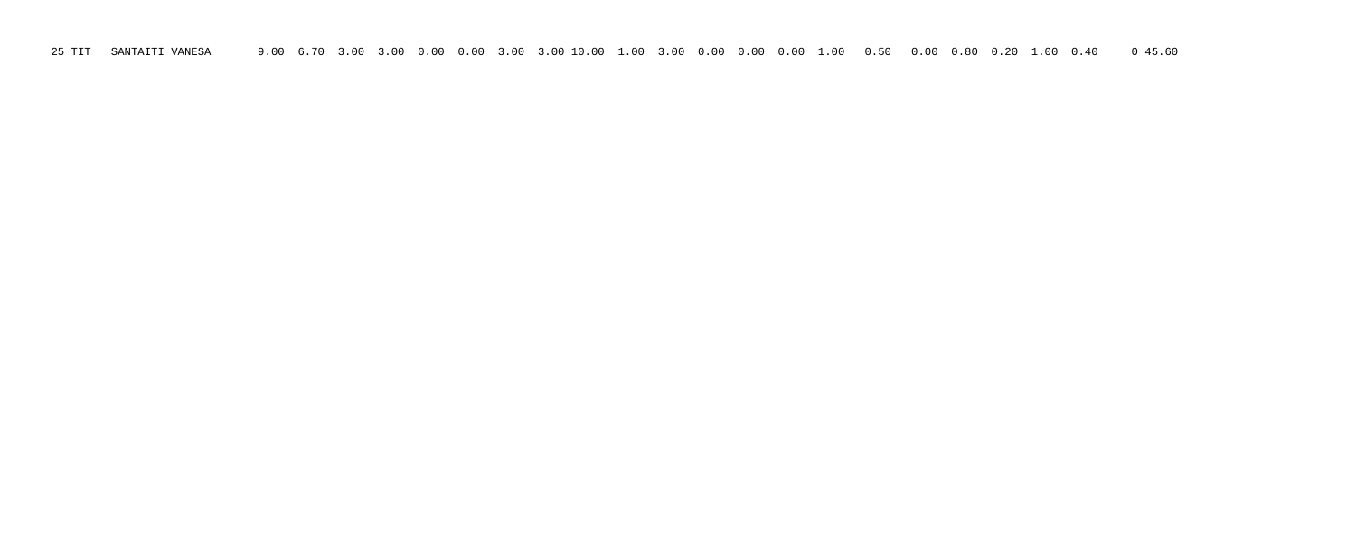| 25 | TIT | SANTAITI VANESA | 9.00 | 6.70 | 3.00 | 3.00 | 0.00 | 0.00 | 3.00 | 3.00 | 10.00 | 1.00 | 3.00 | 0.00 | 0.00 | 0.00 | 1.00 | 0.50 | 0.00 | 0.80 | 0.20 | 1.00 | 0.40 | 0 | 45.60 |
|---|---|---|---|---|---|---|---|---|---|---|---|---|---|---|---|---|---|---|---|---|---|---|---|---|---|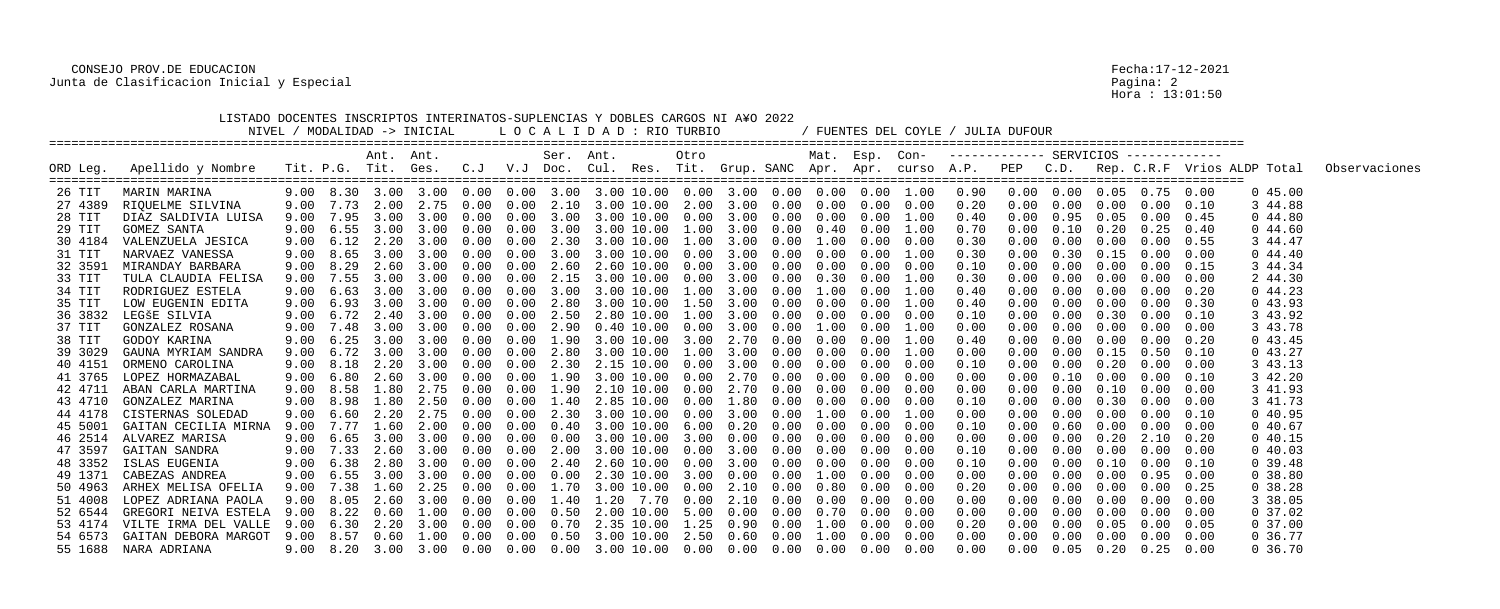CONSEJO PROV.DE EDUCACION
Junta de Clasificacion Inicial y Especial

Fecha:17-12-2021
Hora : 13:01:50

LISTADO DOCENTES INSCRIPTOS INTERINATOS-SUPLENCIAS Y DOBLES CARGOS NI A¥O 2022
NIVEL / MODALIDAD -> INICIAL     L O C A L I D A D : RIO TURBIO     / FUENTES DEL COYLE / JULIA DUFOUR

| ORD | Leg. | Apellido y Nombre | Tit. | P.G. | Ant. Tit. | Ant. Ges. | C.J | V.J | Ser. Doc. | Ant. Cul. | Res. | Otro Tit. | Grup. | SANC | Mat. Apr. | Esp. Apr. | Con- curso | A.P. | PEP | C.D. | Rep. | C.R.F | Vrios | ALDP | Total | Observaciones |
|---|---|---|---|---|---|---|---|---|---|---|---|---|---|---|---|---|---|---|---|---|---|---|---|---|---|---|
| 26 | TIT | MARIN MARINA | 9.00 | 8.30 | 3.00 | 3.00 | 0.00 | 0.00 | 3.00 | 3.00 | 10.00 | 0.00 | 3.00 | 0.00 | 0.00 | 0.00 | 1.00 | 0.90 | 0.00 | 0.00 | 0.05 | 0.75 | 0.00 | 0 | 45.00 | |
| 27 | 4389 | RIQUELME SILVINA | 9.00 | 7.73 | 2.00 | 2.75 | 0.00 | 0.00 | 2.10 | 3.00 | 10.00 | 2.00 | 3.00 | 0.00 | 0.00 | 0.00 | 0.00 | 0.20 | 0.00 | 0.00 | 0.00 | 0.00 | 0.10 | 3 | 44.88 | |
| 28 | TIT | DIAZ SALDIVIA LUISA | 9.00 | 7.95 | 3.00 | 3.00 | 0.00 | 0.00 | 3.00 | 3.00 | 10.00 | 0.00 | 3.00 | 0.00 | 0.00 | 0.00 | 1.00 | 0.40 | 0.00 | 0.95 | 0.05 | 0.00 | 0.45 | 0 | 44.80 | |
| 29 | TIT | GOMEZ SANTA | 9.00 | 6.55 | 3.00 | 3.00 | 0.00 | 0.00 | 3.00 | 3.00 | 10.00 | 1.00 | 3.00 | 0.00 | 0.40 | 0.00 | 1.00 | 0.70 | 0.00 | 0.10 | 0.20 | 0.25 | 0.40 | 0 | 44.60 | |
| 30 | 4184 | VALENZUELA JESICA | 9.00 | 6.12 | 2.20 | 3.00 | 0.00 | 0.00 | 2.30 | 3.00 | 10.00 | 1.00 | 3.00 | 0.00 | 1.00 | 0.00 | 0.00 | 0.30 | 0.00 | 0.00 | 0.00 | 0.00 | 0.55 | 3 | 44.47 | |
| 31 | TIT | NARVAEZ VANESSA | 9.00 | 8.65 | 3.00 | 3.00 | 0.00 | 0.00 | 3.00 | 3.00 | 10.00 | 0.00 | 3.00 | 0.00 | 0.00 | 0.00 | 1.00 | 0.30 | 0.00 | 0.30 | 0.15 | 0.00 | 0.00 | 0 | 44.40 | |
| 32 | 3591 | MIRANDAY BARBARA | 9.00 | 8.29 | 2.60 | 3.00 | 0.00 | 0.00 | 2.60 | 2.60 | 10.00 | 0.00 | 3.00 | 0.00 | 0.00 | 0.00 | 0.00 | 0.10 | 0.00 | 0.00 | 0.00 | 0.00 | 0.15 | 3 | 44.34 | |
| 33 | TIT | TULA CLAUDIA FELISA | 9.00 | 7.55 | 3.00 | 3.00 | 0.00 | 0.00 | 2.15 | 3.00 | 10.00 | 0.00 | 3.00 | 0.00 | 0.30 | 0.00 | 1.00 | 0.30 | 0.00 | 0.00 | 0.00 | 0.00 | 0.00 | 2 | 44.30 | |
| 34 | TIT | RODRIGUEZ ESTELA | 9.00 | 6.63 | 3.00 | 3.00 | 0.00 | 0.00 | 3.00 | 3.00 | 10.00 | 1.00 | 3.00 | 0.00 | 1.00 | 0.00 | 1.00 | 0.40 | 0.00 | 0.00 | 0.00 | 0.00 | 0.20 | 0 | 44.23 | |
| 35 | TIT | LOW EUGENIN EDITA | 9.00 | 6.93 | 3.00 | 3.00 | 0.00 | 0.00 | 2.80 | 3.00 | 10.00 | 1.50 | 3.00 | 0.00 | 0.00 | 0.00 | 1.00 | 0.40 | 0.00 | 0.00 | 0.00 | 0.00 | 0.30 | 0 | 43.93 | |
| 36 | 3832 | LEGšE SILVIA | 9.00 | 6.72 | 2.40 | 3.00 | 0.00 | 0.00 | 2.50 | 2.80 | 10.00 | 1.00 | 3.00 | 0.00 | 0.00 | 0.00 | 0.00 | 0.10 | 0.00 | 0.00 | 0.30 | 0.00 | 0.10 | 3 | 43.92 | |
| 37 | TIT | GONZALEZ ROSANA | 9.00 | 7.48 | 3.00 | 3.00 | 0.00 | 0.00 | 2.90 | 0.40 | 10.00 | 0.00 | 3.00 | 0.00 | 1.00 | 0.00 | 1.00 | 0.00 | 0.00 | 0.00 | 0.00 | 0.00 | 0.00 | 3 | 43.78 | |
| 38 | TIT | GODOY KARINA | 9.00 | 6.25 | 3.00 | 3.00 | 0.00 | 0.00 | 1.90 | 3.00 | 10.00 | 3.00 | 2.70 | 0.00 | 0.00 | 0.00 | 1.00 | 0.40 | 0.00 | 0.00 | 0.00 | 0.00 | 0.20 | 0 | 43.45 | |
| 39 | 3029 | GAUNA MYRIAM SANDRA | 9.00 | 6.72 | 3.00 | 3.00 | 0.00 | 0.00 | 2.80 | 3.00 | 10.00 | 1.00 | 3.00 | 0.00 | 0.00 | 0.00 | 1.00 | 0.00 | 0.00 | 0.00 | 0.15 | 0.50 | 0.10 | 0 | 43.27 | |
| 40 | 4151 | ORMENO CAROLINA | 9.00 | 8.18 | 2.20 | 3.00 | 0.00 | 0.00 | 2.30 | 2.15 | 10.00 | 0.00 | 3.00 | 0.00 | 0.00 | 0.00 | 0.00 | 0.10 | 0.00 | 0.00 | 0.20 | 0.00 | 0.00 | 3 | 43.13 | |
| 41 | 3765 | LOPEZ HORMAZABAL | 9.00 | 6.80 | 2.60 | 3.00 | 0.00 | 0.00 | 1.90 | 3.00 | 10.00 | 0.00 | 2.70 | 0.00 | 0.00 | 0.00 | 0.00 | 0.00 | 0.00 | 0.10 | 0.00 | 0.00 | 0.10 | 3 | 42.20 | |
| 42 | 4711 | ABAN CARLA MARTINA | 9.00 | 8.58 | 1.80 | 2.75 | 0.00 | 0.00 | 1.90 | 2.10 | 10.00 | 0.00 | 2.70 | 0.00 | 0.00 | 0.00 | 0.00 | 0.00 | 0.00 | 0.00 | 0.10 | 0.00 | 0.00 | 3 | 41.93 | |
| 43 | 4710 | GONZALEZ MARINA | 9.00 | 8.98 | 1.80 | 2.50 | 0.00 | 0.00 | 1.40 | 2.85 | 10.00 | 0.00 | 1.80 | 0.00 | 0.00 | 0.00 | 0.00 | 0.10 | 0.00 | 0.00 | 0.30 | 0.00 | 0.00 | 3 | 41.73 | |
| 44 | 4178 | CISTERNAS SOLEDAD | 9.00 | 6.60 | 2.20 | 2.75 | 0.00 | 0.00 | 2.30 | 3.00 | 10.00 | 0.00 | 3.00 | 0.00 | 1.00 | 0.00 | 1.00 | 0.00 | 0.00 | 0.00 | 0.00 | 0.00 | 0.10 | 0 | 40.95 | |
| 45 | 5001 | GAITAN CECILIA MIRNA | 9.00 | 7.77 | 1.60 | 2.00 | 0.00 | 0.00 | 0.40 | 3.00 | 10.00 | 6.00 | 0.20 | 0.00 | 0.00 | 0.00 | 0.00 | 0.10 | 0.00 | 0.60 | 0.00 | 0.00 | 0.00 | 0 | 40.67 | |
| 46 | 2514 | ALVAREZ MARISA | 9.00 | 6.65 | 3.00 | 3.00 | 0.00 | 0.00 | 0.00 | 3.00 | 10.00 | 3.00 | 0.00 | 0.00 | 0.00 | 0.00 | 0.00 | 0.00 | 0.00 | 0.00 | 0.20 | 2.10 | 0.20 | 0 | 40.15 | |
| 47 | 3597 | GAITAN SANDRA | 9.00 | 7.33 | 2.60 | 3.00 | 0.00 | 0.00 | 2.00 | 3.00 | 10.00 | 0.00 | 3.00 | 0.00 | 0.00 | 0.00 | 0.00 | 0.10 | 0.00 | 0.00 | 0.00 | 0.00 | 0.00 | 0 | 40.03 | |
| 48 | 3352 | ISLAS EUGENIA | 9.00 | 6.38 | 2.80 | 3.00 | 0.00 | 0.00 | 2.40 | 2.60 | 10.00 | 0.00 | 3.00 | 0.00 | 0.00 | 0.00 | 0.00 | 0.10 | 0.00 | 0.00 | 0.10 | 0.00 | 0.10 | 0 | 39.48 | |
| 49 | 1371 | CABEZAS ANDREA | 9.00 | 6.55 | 3.00 | 3.00 | 0.00 | 0.00 | 0.00 | 2.30 | 10.00 | 3.00 | 0.00 | 0.00 | 1.00 | 0.00 | 0.00 | 0.00 | 0.00 | 0.00 | 0.00 | 0.95 | 0.00 | 0 | 38.80 | |
| 50 | 4963 | ARHEX MELISA OFELIA | 9.00 | 7.38 | 1.60 | 2.25 | 0.00 | 0.00 | 1.70 | 3.00 | 10.00 | 0.00 | 2.10 | 0.00 | 0.80 | 0.00 | 0.00 | 0.20 | 0.00 | 0.00 | 0.00 | 0.00 | 0.25 | 0 | 38.28 | |
| 51 | 4008 | LOPEZ ADRIANA PAOLA | 9.00 | 8.05 | 2.60 | 3.00 | 0.00 | 0.00 | 1.40 | 1.20 | 7.70 | 0.00 | 2.10 | 0.00 | 0.00 | 0.00 | 0.00 | 0.00 | 0.00 | 0.00 | 0.00 | 0.00 | 0.00 | 3 | 38.05 | |
| 52 | 6544 | GREGORI NEIVA ESTELA | 9.00 | 8.22 | 0.60 | 1.00 | 0.00 | 0.00 | 0.50 | 2.00 | 10.00 | 5.00 | 0.00 | 0.00 | 0.70 | 0.00 | 0.00 | 0.00 | 0.00 | 0.00 | 0.00 | 0.00 | 0.00 | 0 | 37.02 | |
| 53 | 4174 | VILTE IRMA DEL VALLE | 9.00 | 6.30 | 2.20 | 3.00 | 0.00 | 0.00 | 0.70 | 2.35 | 10.00 | 1.25 | 0.90 | 0.00 | 1.00 | 0.00 | 0.00 | 0.20 | 0.00 | 0.00 | 0.05 | 0.00 | 0.05 | 0 | 37.00 | |
| 54 | 6573 | GAITAN DEBORA MARGOT | 9.00 | 8.57 | 0.60 | 1.00 | 0.00 | 0.00 | 0.50 | 3.00 | 10.00 | 2.50 | 0.60 | 0.00 | 1.00 | 0.00 | 0.00 | 0.00 | 0.00 | 0.00 | 0.00 | 0.00 | 0.00 | 0 | 36.77 | |
| 55 | 1688 | NARA ADRIANA | 9.00 | 8.20 | 3.00 | 3.00 | 0.00 | 0.00 | 0.00 | 3.00 | 10.00 | 0.00 | 0.00 | 0.00 | 0.00 | 0.00 | 0.00 | 0.00 | 0.00 | 0.05 | 0.20 | 0.25 | 0.00 | 0 | 36.70 | |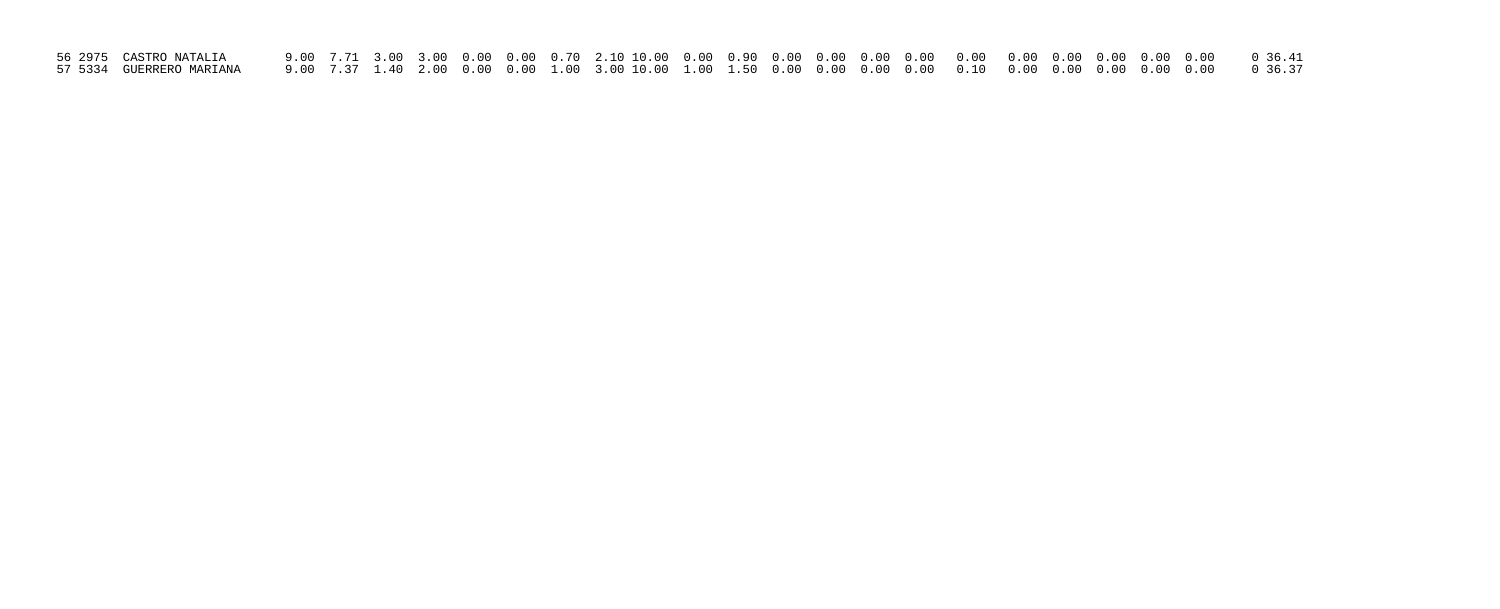| | | | | | | | | | | | | | | | | | | | | | | | | | | |
|---|---|---|---|---|---|---|---|---|---|---|---|---|---|---|---|---|---|---|---|---|---|---|---|---|---|---|
| 56 | 2975 | CASTRO NATALIA | 9.00 | 7.71 | 3.00 | 3.00 | 0.00 | 0.00 | 0.70 | 2.10 | 10.00 | 0.00 | 0.90 | 0.00 | 0.00 | 0.00 | 0.00 | 0.00 | 0.00 | 0.00 | 0.00 | 0.00 | 0.00 | 0 | 36.41 |
| 57 | 5334 | GUERRERO MARIANA | 9.00 | 7.37 | 1.40 | 2.00 | 0.00 | 0.00 | 1.00 | 3.00 | 10.00 | 1.00 | 1.50 | 0.00 | 0.00 | 0.00 | 0.00 | 0.10 | 0.00 | 0.00 | 0.00 | 0.00 | 0.00 | 0 | 36.37 |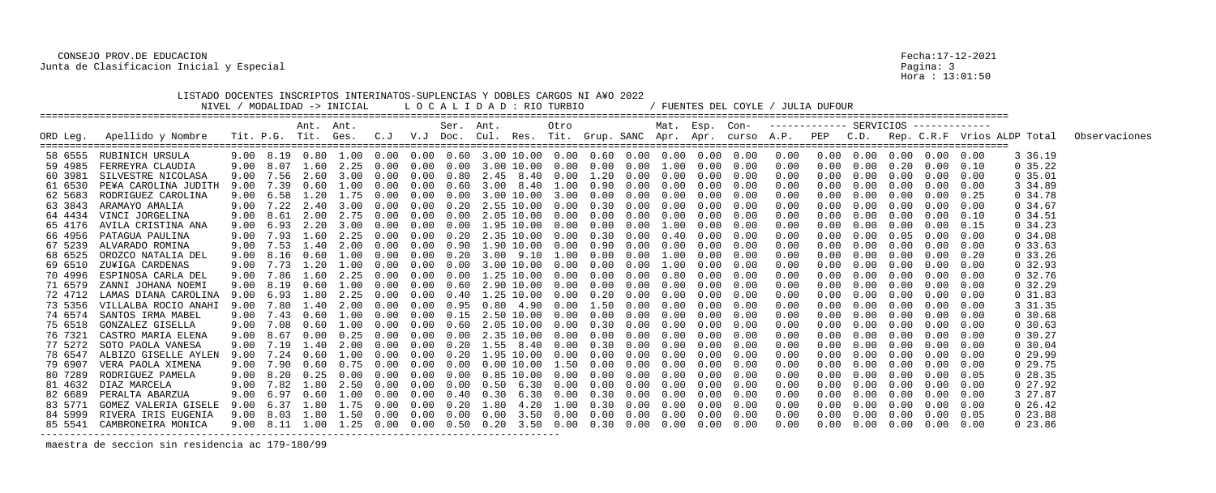CONSEJO PROV.DE EDUCACION
Junta de Clasificacion Inicial y Especial

Fecha:17-12-2021
Hora : 13:01:50

LISTADO DOCENTES INSCRIPTOS INTERINATOS-SUPLENCIAS Y DOBLES CARGOS NI A¥O 2022

NIVEL / MODALIDAD -> INICIAL    L O C A L I D A D : RIO TURBIO    / FUENTES DEL COYLE / JULIA DUFOUR

| ORD Leg. | Apellido y Nombre | Tit. | P.G. | Ant. Tit. | Ant. Ges. | C.J | V.J | Ser. Doc. | Ant. Cul. | Res. | Otro Tit. | Grup. | SANC | Mat. Apr. | Esp. Apr. | Con- curso | A.P. | PEP | C.D. | Rep. | C.R.F | Vrios | ALDP | Total | Observaciones |
|---|---|---|---|---|---|---|---|---|---|---|---|---|---|---|---|---|---|---|---|---|---|---|---|---|---|
| 58 6555 | RUBINICH URSULA | 9.00 | 8.19 | 0.80 | 1.00 | 0.00 | 0.00 | 0.60 | 3.00 | 10.00 | 0.00 | 0.60 | 0.00 | 0.00 | 0.00 | 0.00 | 0.00 | 0.00 | 0.00 | 0.00 | 0.00 | 0.00 | 3 | 36.19 | |
| 59 4985 | FERREYRA CLAUDIA | 9.00 | 8.07 | 1.60 | 2.25 | 0.00 | 0.00 | 0.00 | 3.00 | 10.00 | 0.00 | 0.00 | 0.00 | 1.00 | 0.00 | 0.00 | 0.00 | 0.00 | 0.00 | 0.20 | 0.00 | 0.10 | 0 | 35.22 | |
| 60 3981 | SILVESTRE NICOLASA | 9.00 | 7.56 | 2.60 | 3.00 | 0.00 | 0.00 | 0.80 | 2.45 | 8.40 | 0.00 | 1.20 | 0.00 | 0.00 | 0.00 | 0.00 | 0.00 | 0.00 | 0.00 | 0.00 | 0.00 | 0.00 | 0 | 35.01 | |
| 61 6530 | PE¥A CAROLINA JUDITH | 9.00 | 7.39 | 0.60 | 1.00 | 0.00 | 0.00 | 0.60 | 3.00 | 8.40 | 1.00 | 0.90 | 0.00 | 0.00 | 0.00 | 0.00 | 0.00 | 0.00 | 0.00 | 0.00 | 0.00 | 0.00 | 3 | 34.89 | |
| 62 5683 | RODRIGUEZ CAROLINA | 9.00 | 6.58 | 1.20 | 1.75 | 0.00 | 0.00 | 0.00 | 3.00 | 10.00 | 3.00 | 0.00 | 0.00 | 0.00 | 0.00 | 0.00 | 0.00 | 0.00 | 0.00 | 0.00 | 0.00 | 0.25 | 0 | 34.78 | |
| 63 3843 | ARAMAYO AMALIA | 9.00 | 7.22 | 2.40 | 3.00 | 0.00 | 0.00 | 0.20 | 2.55 | 10.00 | 0.00 | 0.30 | 0.00 | 0.00 | 0.00 | 0.00 | 0.00 | 0.00 | 0.00 | 0.00 | 0.00 | 0.00 | 0 | 34.67 | |
| 64 4434 | VINCI JORGELINA | 9.00 | 8.61 | 2.00 | 2.75 | 0.00 | 0.00 | 0.00 | 2.05 | 10.00 | 0.00 | 0.00 | 0.00 | 0.00 | 0.00 | 0.00 | 0.00 | 0.00 | 0.00 | 0.00 | 0.00 | 0.10 | 0 | 34.51 | |
| 65 4176 | AVILA CRISTINA ANA | 9.00 | 6.93 | 2.20 | 3.00 | 0.00 | 0.00 | 0.00 | 1.95 | 10.00 | 0.00 | 0.00 | 0.00 | 1.00 | 0.00 | 0.00 | 0.00 | 0.00 | 0.00 | 0.00 | 0.00 | 0.15 | 0 | 34.23 | |
| 66 4956 | PATAGUA PAULINA | 9.00 | 7.93 | 1.60 | 2.25 | 0.00 | 0.00 | 0.20 | 2.35 | 10.00 | 0.00 | 0.30 | 0.00 | 0.40 | 0.00 | 0.00 | 0.00 | 0.00 | 0.00 | 0.05 | 0.00 | 0.00 | 0 | 34.08 | |
| 67 5239 | ALVARADO ROMINA | 9.00 | 7.53 | 1.40 | 2.00 | 0.00 | 0.00 | 0.90 | 1.90 | 10.00 | 0.00 | 0.90 | 0.00 | 0.00 | 0.00 | 0.00 | 0.00 | 0.00 | 0.00 | 0.00 | 0.00 | 0.00 | 0 | 33.63 | |
| 68 6525 | OROZCO NATALIA DEL | 9.00 | 8.16 | 0.60 | 1.00 | 0.00 | 0.00 | 0.20 | 3.00 | 9.10 | 1.00 | 0.00 | 0.00 | 1.00 | 0.00 | 0.00 | 0.00 | 0.00 | 0.00 | 0.00 | 0.00 | 0.20 | 0 | 33.26 | |
| 69 6510 | ZU¥IGA CARDENAS | 9.00 | 7.73 | 1.20 | 1.00 | 0.00 | 0.00 | 0.00 | 3.00 | 10.00 | 0.00 | 0.00 | 0.00 | 1.00 | 0.00 | 0.00 | 0.00 | 0.00 | 0.00 | 0.00 | 0.00 | 0.00 | 0 | 32.93 | |
| 70 4996 | ESPINOSA CARLA DEL | 9.00 | 7.86 | 1.60 | 2.25 | 0.00 | 0.00 | 0.00 | 1.25 | 10.00 | 0.00 | 0.00 | 0.00 | 0.80 | 0.00 | 0.00 | 0.00 | 0.00 | 0.00 | 0.00 | 0.00 | 0.00 | 0 | 32.76 | |
| 71 6579 | ZANNI JOHANA NOEMI | 9.00 | 8.19 | 0.60 | 1.00 | 0.00 | 0.00 | 0.60 | 2.90 | 10.00 | 0.00 | 0.00 | 0.00 | 0.00 | 0.00 | 0.00 | 0.00 | 0.00 | 0.00 | 0.00 | 0.00 | 0.00 | 0 | 32.29 | |
| 72 4712 | LAMAS DIANA CAROLINA | 9.00 | 6.93 | 1.80 | 2.25 | 0.00 | 0.00 | 0.40 | 1.25 | 10.00 | 0.00 | 0.20 | 0.00 | 0.00 | 0.00 | 0.00 | 0.00 | 0.00 | 0.00 | 0.00 | 0.00 | 0.00 | 0 | 31.83 | |
| 73 5356 | VILLALBA ROCIO ANAHI | 9.00 | 7.80 | 1.40 | 2.00 | 0.00 | 0.00 | 0.95 | 0.80 | 4.90 | 0.00 | 1.50 | 0.00 | 0.00 | 0.00 | 0.00 | 0.00 | 0.00 | 0.00 | 0.00 | 0.00 | 0.00 | 3 | 31.35 | |
| 74 6574 | SANTOS IRMA MABEL | 9.00 | 7.43 | 0.60 | 1.00 | 0.00 | 0.00 | 0.15 | 2.50 | 10.00 | 0.00 | 0.00 | 0.00 | 0.00 | 0.00 | 0.00 | 0.00 | 0.00 | 0.00 | 0.00 | 0.00 | 0.00 | 0 | 30.68 | |
| 75 6518 | GONZALEZ GISELLA | 9.00 | 7.08 | 0.60 | 1.00 | 0.00 | 0.00 | 0.60 | 2.05 | 10.00 | 0.00 | 0.30 | 0.00 | 0.00 | 0.00 | 0.00 | 0.00 | 0.00 | 0.00 | 0.00 | 0.00 | 0.00 | 0 | 30.63 | |
| 76 7321 | CASTRO MARIA ELENA | 9.00 | 8.67 | 0.00 | 0.25 | 0.00 | 0.00 | 0.00 | 2.35 | 10.00 | 0.00 | 0.00 | 0.00 | 0.00 | 0.00 | 0.00 | 0.00 | 0.00 | 0.00 | 0.00 | 0.00 | 0.00 | 0 | 30.27 | |
| 77 5272 | SOTO PAOLA VANESA | 9.00 | 7.19 | 1.40 | 2.00 | 0.00 | 0.00 | 0.20 | 1.55 | 8.40 | 0.00 | 0.30 | 0.00 | 0.00 | 0.00 | 0.00 | 0.00 | 0.00 | 0.00 | 0.00 | 0.00 | 0.00 | 0 | 30.04 | |
| 78 6547 | ALBIZO GISELLE AYLEN | 9.00 | 7.24 | 0.60 | 1.00 | 0.00 | 0.00 | 0.20 | 1.95 | 10.00 | 0.00 | 0.00 | 0.00 | 0.00 | 0.00 | 0.00 | 0.00 | 0.00 | 0.00 | 0.00 | 0.00 | 0.00 | 0 | 29.99 | |
| 79 6907 | VERA PAOLA XIMENA | 9.00 | 7.90 | 0.60 | 0.75 | 0.00 | 0.00 | 0.00 | 0.00 | 10.00 | 1.50 | 0.00 | 0.00 | 0.00 | 0.00 | 0.00 | 0.00 | 0.00 | 0.00 | 0.00 | 0.00 | 0.00 | 0 | 29.75 | |
| 80 7289 | RODRIGUEZ PAMELA | 9.00 | 8.20 | 0.25 | 0.00 | 0.00 | 0.00 | 0.00 | 0.85 | 10.00 | 0.00 | 0.00 | 0.00 | 0.00 | 0.00 | 0.00 | 0.00 | 0.00 | 0.00 | 0.00 | 0.00 | 0.05 | 0 | 28.35 | |
| 81 4632 | DIAZ MARCELA | 9.00 | 7.82 | 1.80 | 2.50 | 0.00 | 0.00 | 0.00 | 0.50 | 6.30 | 0.00 | 0.00 | 0.00 | 0.00 | 0.00 | 0.00 | 0.00 | 0.00 | 0.00 | 0.00 | 0.00 | 0.00 | 0 | 27.92 | |
| 82 6689 | PERALTA ABARZUA | 9.00 | 6.97 | 0.60 | 1.00 | 0.00 | 0.00 | 0.40 | 0.30 | 6.30 | 0.00 | 0.30 | 0.00 | 0.00 | 0.00 | 0.00 | 0.00 | 0.00 | 0.00 | 0.00 | 0.00 | 0.00 | 3 | 27.87 | |
| 83 5771 | GOMEZ VALERIA GISELE | 9.00 | 6.37 | 1.80 | 1.75 | 0.00 | 0.00 | 0.20 | 1.80 | 4.20 | 1.00 | 0.30 | 0.00 | 0.00 | 0.00 | 0.00 | 0.00 | 0.00 | 0.00 | 0.00 | 0.00 | 0.00 | 0 | 26.42 | |
| 84 5999 | RIVERA IRIS EUGENIA | 9.00 | 8.03 | 1.80 | 1.50 | 0.00 | 0.00 | 0.00 | 0.00 | 3.50 | 0.00 | 0.00 | 0.00 | 0.00 | 0.00 | 0.00 | 0.00 | 0.00 | 0.00 | 0.00 | 0.00 | 0.05 | 0 | 23.88 | |
| 85 5541 | CAMBRONEIRA MONICA | 9.00 | 8.11 | 1.00 | 1.25 | 0.00 | 0.00 | 0.50 | 0.20 | 3.50 | 0.00 | 0.30 | 0.00 | 0.00 | 0.00 | 0.00 | 0.00 | 0.00 | 0.00 | 0.00 | 0.00 | 0.00 | 0 | 23.86 | |

maestra de seccion sin residencia ac 179-180/99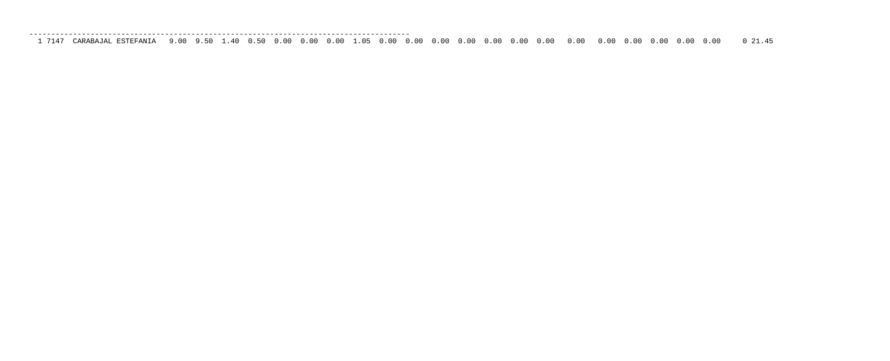```
-------------------------------------------------------------------------------------------
 1 7147  CARABAJAL ESTEFANIA   9.00  9.50  1.40  0.50  0.00  0.00  0.00  1.05  0.00  0.00  0.00  0.00  0.00  0.00  0.00   0.00   0.00  0.00  0.00  0.00  0.00     0 21.45
```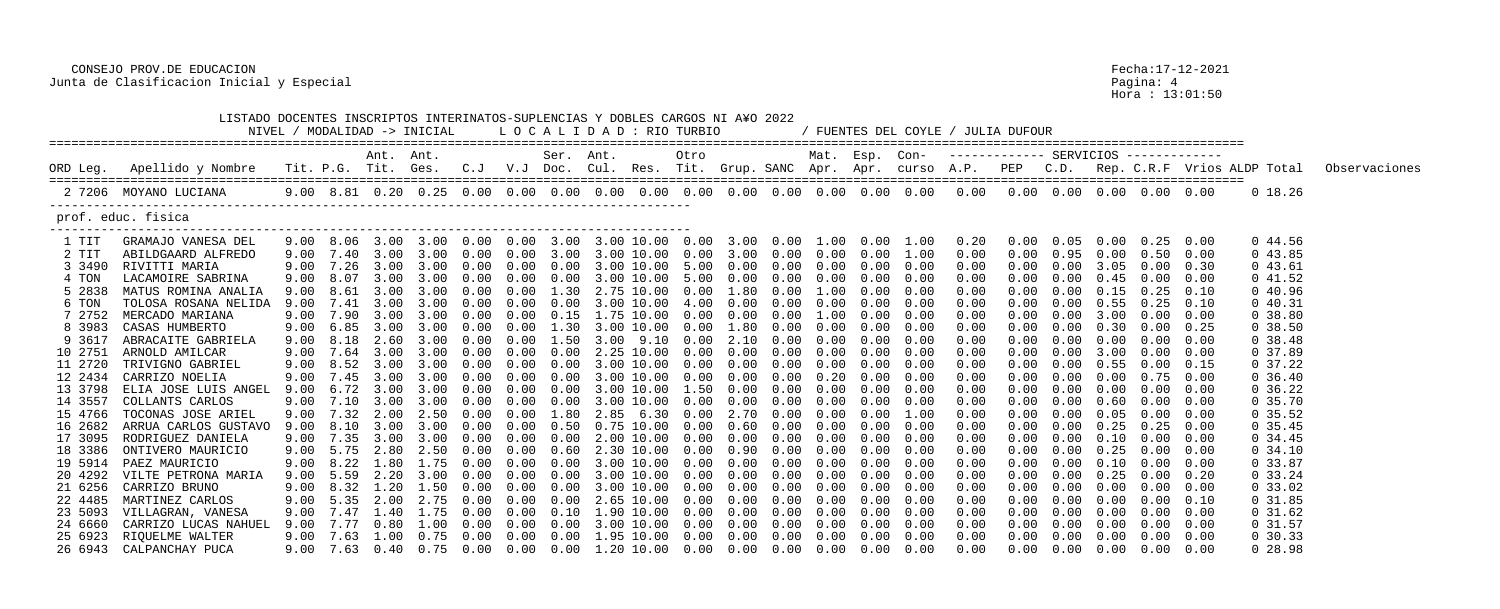CONSEJO PROV.DE EDUCACION
Junta de Clasificacion Inicial y Especial

Fecha:17-12-2021
Hora : 13:01:50

LISTADO DOCENTES INSCRIPTOS INTERINATOS-SUPLENCIAS Y DOBLES CARGOS NI A¥O 2022

NIVEL / MODALIDAD -> INICIAL     L O C A L I D A D : RIO TURBIO     / FUENTES DEL COYLE / JULIA DUFOUR

| ORD Leg. | Apellido y Nombre | Tit. | P.G. | Ant. Tit. | Ant. Ges. | C.J | V.J | Ser. Doc. | Ant. Cul. | Res. | Otro Tit. | Grup. | SANC | Mat. Apr. | Esp. Apr. | Con- curso | A.P. | PEP | C.D. | Rep. | C.R.F | Vrios | ALDP | Total | Observaciones |
|---|---|---|---|---|---|---|---|---|---|---|---|---|---|---|---|---|---|---|---|---|---|---|---|---|---|
| 2 7206 | MOYANO LUCIANA | 9.00 | 8.81 | 0.20 | 0.25 | 0.00 | 0.00 | 0.00 | 0.00 | 0.00 | 0.00 | 0.00 | 0.00 | 0.00 | 0.00 | 0.00 | 0.00 | 0.00 | 0.00 | 0.00 | 0.00 | 0.00 | 0 | 18.26 | |
| **prof. educ. fisica** | | | | | | | | | | | | | | | | | | | | | | | | | |
| 1 TIT | GRAMAJO VANESA DEL | 9.00 | 8.06 | 3.00 | 3.00 | 0.00 | 0.00 | 3.00 | 3.00 | 10.00 | 0.00 | 3.00 | 0.00 | 1.00 | 0.00 | 1.00 | 0.20 | 0.00 | 0.05 | 0.00 | 0.25 | 0.00 | 0 | 44.56 | |
| 2 TIT | ABILDGAARD ALFREDO | 9.00 | 7.40 | 3.00 | 3.00 | 0.00 | 0.00 | 3.00 | 3.00 | 10.00 | 0.00 | 3.00 | 0.00 | 0.00 | 0.00 | 1.00 | 0.00 | 0.00 | 0.95 | 0.00 | 0.50 | 0.00 | 0 | 43.85 | |
| 3 3490 | RIVITTI MARIA | 9.00 | 7.26 | 3.00 | 3.00 | 0.00 | 0.00 | 0.00 | 3.00 | 10.00 | 5.00 | 0.00 | 0.00 | 0.00 | 0.00 | 0.00 | 0.00 | 0.00 | 0.00 | 3.05 | 0.00 | 0.30 | 0 | 43.61 | |
| 4 TON | LACAMOIRE SABRINA | 9.00 | 8.07 | 3.00 | 3.00 | 0.00 | 0.00 | 0.00 | 3.00 | 10.00 | 5.00 | 0.00 | 0.00 | 0.00 | 0.00 | 0.00 | 0.00 | 0.00 | 0.00 | 0.45 | 0.00 | 0.00 | 0 | 41.52 | |
| 5 2838 | MATUS ROMINA ANALIA | 9.00 | 8.61 | 3.00 | 3.00 | 0.00 | 0.00 | 1.30 | 2.75 | 10.00 | 0.00 | 1.80 | 0.00 | 1.00 | 0.00 | 0.00 | 0.00 | 0.00 | 0.00 | 0.15 | 0.25 | 0.10 | 0 | 40.96 | |
| 6 TON | TOLOSA ROSANA NELIDA | 9.00 | 7.41 | 3.00 | 3.00 | 0.00 | 0.00 | 0.00 | 3.00 | 10.00 | 4.00 | 0.00 | 0.00 | 0.00 | 0.00 | 0.00 | 0.00 | 0.00 | 0.00 | 0.55 | 0.25 | 0.10 | 0 | 40.31 | |
| 7 2752 | MERCADO MARIANA | 9.00 | 7.90 | 3.00 | 3.00 | 0.00 | 0.00 | 0.15 | 1.75 | 10.00 | 0.00 | 0.00 | 0.00 | 1.00 | 0.00 | 0.00 | 0.00 | 0.00 | 0.00 | 3.00 | 0.00 | 0.00 | 0 | 38.80 | |
| 8 3983 | CASAS HUMBERTO | 9.00 | 6.85 | 3.00 | 3.00 | 0.00 | 0.00 | 1.30 | 3.00 | 10.00 | 0.00 | 1.80 | 0.00 | 0.00 | 0.00 | 0.00 | 0.00 | 0.00 | 0.00 | 0.30 | 0.00 | 0.25 | 0 | 38.50 | |
| 9 3617 | ABRACAITE GABRIELA | 9.00 | 8.18 | 2.60 | 3.00 | 0.00 | 0.00 | 1.50 | 3.00 | 9.10 | 0.00 | 2.10 | 0.00 | 0.00 | 0.00 | 0.00 | 0.00 | 0.00 | 0.00 | 0.00 | 0.00 | 0.00 | 0 | 38.48 | |
| 10 2751 | ARNOLD AMILCAR | 9.00 | 7.64 | 3.00 | 3.00 | 0.00 | 0.00 | 0.00 | 2.25 | 10.00 | 0.00 | 0.00 | 0.00 | 0.00 | 0.00 | 0.00 | 0.00 | 0.00 | 0.00 | 3.00 | 0.00 | 0.00 | 0 | 37.89 | |
| 11 2720 | TRIVIGNO GABRIEL | 9.00 | 8.52 | 3.00 | 3.00 | 0.00 | 0.00 | 0.00 | 3.00 | 10.00 | 0.00 | 0.00 | 0.00 | 0.00 | 0.00 | 0.00 | 0.00 | 0.00 | 0.00 | 0.55 | 0.00 | 0.15 | 0 | 37.22 | |
| 12 2434 | CARRIZO NOELIA | 9.00 | 7.45 | 3.00 | 3.00 | 0.00 | 0.00 | 0.00 | 3.00 | 10.00 | 0.00 | 0.00 | 0.00 | 0.20 | 0.00 | 0.00 | 0.00 | 0.00 | 0.00 | 0.00 | 0.75 | 0.00 | 0 | 36.40 | |
| 13 3798 | ELIA JOSE LUIS ANGEL | 9.00 | 6.72 | 3.00 | 3.00 | 0.00 | 0.00 | 0.00 | 3.00 | 10.00 | 1.50 | 0.00 | 0.00 | 0.00 | 0.00 | 0.00 | 0.00 | 0.00 | 0.00 | 0.00 | 0.00 | 0.00 | 0 | 36.22 | |
| 14 3557 | COLLANTS CARLOS | 9.00 | 7.10 | 3.00 | 3.00 | 0.00 | 0.00 | 0.00 | 3.00 | 10.00 | 0.00 | 0.00 | 0.00 | 0.00 | 0.00 | 0.00 | 0.00 | 0.00 | 0.00 | 0.60 | 0.00 | 0.00 | 0 | 35.70 | |
| 15 4766 | TOCONAS JOSE ARIEL | 9.00 | 7.32 | 2.00 | 2.50 | 0.00 | 0.00 | 1.80 | 2.85 | 6.30 | 0.00 | 2.70 | 0.00 | 0.00 | 0.00 | 1.00 | 0.00 | 0.00 | 0.00 | 0.05 | 0.00 | 0.00 | 0 | 35.52 | |
| 16 2682 | ARRUA CARLOS GUSTAVO | 9.00 | 8.10 | 3.00 | 3.00 | 0.00 | 0.00 | 0.50 | 0.75 | 10.00 | 0.00 | 0.60 | 0.00 | 0.00 | 0.00 | 0.00 | 0.00 | 0.00 | 0.00 | 0.25 | 0.25 | 0.00 | 0 | 35.45 | |
| 17 3095 | RODRIGUEZ DANIELA | 9.00 | 7.35 | 3.00 | 3.00 | 0.00 | 0.00 | 0.00 | 2.00 | 10.00 | 0.00 | 0.00 | 0.00 | 0.00 | 0.00 | 0.00 | 0.00 | 0.00 | 0.00 | 0.10 | 0.00 | 0.00 | 0 | 34.45 | |
| 18 3386 | ONTIVERO MAURICIO | 9.00 | 5.75 | 2.80 | 2.50 | 0.00 | 0.00 | 0.60 | 2.30 | 10.00 | 0.00 | 0.90 | 0.00 | 0.00 | 0.00 | 0.00 | 0.00 | 0.00 | 0.00 | 0.25 | 0.00 | 0.00 | 0 | 34.10 | |
| 19 5914 | PAEZ MAURICIO | 9.00 | 8.22 | 1.80 | 1.75 | 0.00 | 0.00 | 0.00 | 3.00 | 10.00 | 0.00 | 0.00 | 0.00 | 0.00 | 0.00 | 0.00 | 0.00 | 0.00 | 0.00 | 0.10 | 0.00 | 0.00 | 0 | 33.87 | |
| 20 4292 | VILTE PETRONA MARIA | 9.00 | 5.59 | 2.20 | 3.00 | 0.00 | 0.00 | 0.00 | 3.00 | 10.00 | 0.00 | 0.00 | 0.00 | 0.00 | 0.00 | 0.00 | 0.00 | 0.00 | 0.00 | 0.25 | 0.00 | 0.20 | 0 | 33.24 | |
| 21 6256 | CARRIZO BRUNO | 9.00 | 8.32 | 1.20 | 1.50 | 0.00 | 0.00 | 0.00 | 3.00 | 10.00 | 0.00 | 0.00 | 0.00 | 0.00 | 0.00 | 0.00 | 0.00 | 0.00 | 0.00 | 0.00 | 0.00 | 0.00 | 0 | 33.02 | |
| 22 4485 | MARTINEZ CARLOS | 9.00 | 5.35 | 2.00 | 2.75 | 0.00 | 0.00 | 0.00 | 2.65 | 10.00 | 0.00 | 0.00 | 0.00 | 0.00 | 0.00 | 0.00 | 0.00 | 0.00 | 0.00 | 0.00 | 0.00 | 0.10 | 0 | 31.85 | |
| 23 5093 | VILLAGRAN, VANESA | 9.00 | 7.47 | 1.40 | 1.75 | 0.00 | 0.00 | 0.10 | 1.90 | 10.00 | 0.00 | 0.00 | 0.00 | 0.00 | 0.00 | 0.00 | 0.00 | 0.00 | 0.00 | 0.00 | 0.00 | 0.00 | 0 | 31.62 | |
| 24 6660 | CARRIZO LUCAS NAHUEL | 9.00 | 7.77 | 0.80 | 1.00 | 0.00 | 0.00 | 0.00 | 3.00 | 10.00 | 0.00 | 0.00 | 0.00 | 0.00 | 0.00 | 0.00 | 0.00 | 0.00 | 0.00 | 0.00 | 0.00 | 0.00 | 0 | 31.57 | |
| 25 6923 | RIQUELME WALTER | 9.00 | 7.63 | 1.00 | 0.75 | 0.00 | 0.00 | 0.00 | 1.95 | 10.00 | 0.00 | 0.00 | 0.00 | 0.00 | 0.00 | 0.00 | 0.00 | 0.00 | 0.00 | 0.00 | 0.00 | 0.00 | 0 | 30.33 | |
| 26 6943 | CALPANCHAY PUCA | 9.00 | 7.63 | 0.40 | 0.75 | 0.00 | 0.00 | 0.00 | 1.20 | 10.00 | 0.00 | 0.00 | 0.00 | 0.00 | 0.00 | 0.00 | 0.00 | 0.00 | 0.00 | 0.00 | 0.00 | 0.00 | 0 | 28.98 | |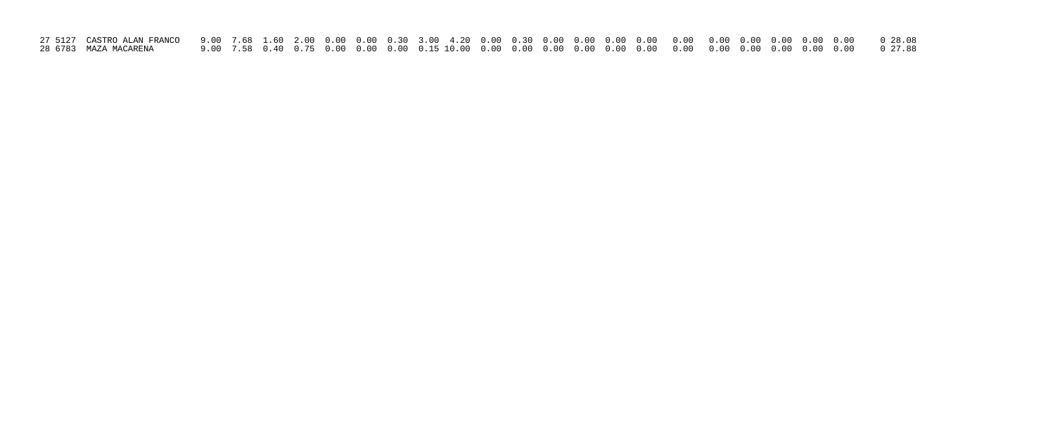| | | | | | | | | | | | | | | | | | | | | | | | | | | |
|---|---|---|---|---|---|---|---|---|---|---|---|---|---|---|---|---|---|---|---|---|---|---|---|---|---|---|
| 27 | 5127 | CASTRO ALAN FRANCO | 9.00 | 7.68 | 1.60 | 2.00 | 0.00 | 0.00 | 0.30 | 3.00 | 4.20 | 0.00 | 0.30 | 0.00 | 0.00 | 0.00 | 0.00 | 0.00 | 0.00 | 0.00 | 0.00 | 0.00 | 0.00 | 0 | 28.08 |
| 28 | 6783 | MAZA MACARENA | 9.00 | 7.58 | 0.40 | 0.75 | 0.00 | 0.00 | 0.00 | 0.15 | 10.00 | 0.00 | 0.00 | 0.00 | 0.00 | 0.00 | 0.00 | 0.00 | 0.00 | 0.00 | 0.00 | 0.00 | 0.00 | 0 | 27.88 |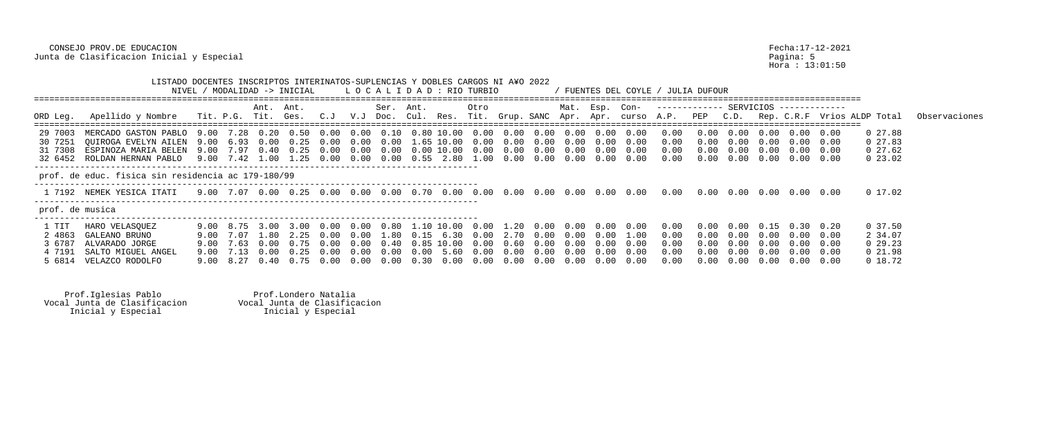CONSEJO PROV.DE EDUCACION
Junta de Clasificacion Inicial y Especial

Fecha:17-12-2021
Pagina: 5
Hora : 13:01:50

LISTADO DOCENTES INSCRIPTOS INTERINATOS-SUPLENCIAS Y DOBLES CARGOS NI A¥O 2022

NIVEL / MODALIDAD -> INICIAL    L O C A L I D A D : RIO TURBIO    / FUENTES DEL COYLE / JULIA DUFOUR

| ORD | Leg. | Apellido y Nombre | Tit. | P.G. | Ant. Tit. | Ant. Ges. | C.J | V.J | Ser. Doc. | Ant. Cul. | Res. | Otro Tit. | Grup. | SANC | Mat. Apr. | Esp. Apr. | Con- curso | A.P. | SERVICIOS PEP | C.D. | Rep. | C.R.F | Vrios | ALDP | Total | Observaciones |
|---|---|---|---|---|---|---|---|---|---|---|---|---|---|---|---|---|---|---|---|---|---|---|---|---|---|---|
| 29 | 7003 | MERCADO GASTON PABLO | 9.00 | 7.28 | 0.20 | 0.50 | 0.00 | 0.00 | 0.10 | 0.80 | 10.00 | 0.00 | 0.00 | 0.00 | 0.00 | 0.00 | 0.00 | 0.00 | 0.00 | 0.00 | 0.00 | 0.00 | 0.00 | 0 | 27.88 | |
| 30 | 7251 | QUIROGA EVELYN AILEN | 9.00 | 6.93 | 0.00 | 0.25 | 0.00 | 0.00 | 0.00 | 1.65 | 10.00 | 0.00 | 0.00 | 0.00 | 0.00 | 0.00 | 0.00 | 0.00 | 0.00 | 0.00 | 0.00 | 0.00 | 0.00 | 0 | 27.83 | |
| 31 | 7308 | ESPINOZA MARIA BELEN | 9.00 | 7.97 | 0.40 | 0.25 | 0.00 | 0.00 | 0.00 | 0.00 | 10.00 | 0.00 | 0.00 | 0.00 | 0.00 | 0.00 | 0.00 | 0.00 | 0.00 | 0.00 | 0.00 | 0.00 | 0.00 | 0 | 27.62 | |
| 32 | 6452 | ROLDAN HERNAN PABLO | 9.00 | 7.42 | 1.00 | 1.25 | 0.00 | 0.00 | 0.00 | 0.55 | 2.80 | 1.00 | 0.00 | 0.00 | 0.00 | 0.00 | 0.00 | 0.00 | 0.00 | 0.00 | 0.00 | 0.00 | 0.00 | 0 | 23.02 | |
| **prof. de educ. fisica sin residencia ac 179-180/99** | | | | | | | | | | | | | | | | | | | | | | | | | | |
| 1 | 7192 | NEMEK YESICA ITATI | 9.00 | 7.07 | 0.00 | 0.25 | 0.00 | 0.00 | 0.00 | 0.70 | 0.00 | 0.00 | 0.00 | 0.00 | 0.00 | 0.00 | 0.00 | 0.00 | 0.00 | 0.00 | 0.00 | 0.00 | 0.00 | 0 | 17.02 | |
| **prof. de musica** | | | | | | | | | | | | | | | | | | | | | | | | | | |
| 1 | TIT | HARO VELASQUEZ | 9.00 | 8.75 | 3.00 | 3.00 | 0.00 | 0.00 | 0.80 | 1.10 | 10.00 | 0.00 | 1.20 | 0.00 | 0.00 | 0.00 | 0.00 | 0.00 | 0.00 | 0.00 | 0.15 | 0.30 | 0.20 | 0 | 37.50 | |
| 2 | 4863 | GALEANO BRUNO | 9.00 | 7.07 | 1.80 | 2.25 | 0.00 | 0.00 | 1.80 | 0.15 | 6.30 | 0.00 | 2.70 | 0.00 | 0.00 | 0.00 | 1.00 | 0.00 | 0.00 | 0.00 | 0.00 | 0.00 | 0.00 | 2 | 34.07 | |
| 3 | 6787 | ALVARADO JORGE | 9.00 | 7.63 | 0.00 | 0.75 | 0.00 | 0.00 | 0.40 | 0.85 | 10.00 | 0.00 | 0.60 | 0.00 | 0.00 | 0.00 | 0.00 | 0.00 | 0.00 | 0.00 | 0.00 | 0.00 | 0.00 | 0 | 29.23 | |
| 4 | 7191 | SALTO MIGUEL ANGEL | 9.00 | 7.13 | 0.00 | 0.25 | 0.00 | 0.00 | 0.00 | 0.00 | 5.60 | 0.00 | 0.00 | 0.00 | 0.00 | 0.00 | 0.00 | 0.00 | 0.00 | 0.00 | 0.00 | 0.00 | 0.00 | 0 | 21.98 | |
| 5 | 6814 | VELAZCO RODOLFO | 9.00 | 8.27 | 0.40 | 0.75 | 0.00 | 0.00 | 0.00 | 0.30 | 0.00 | 0.00 | 0.00 | 0.00 | 0.00 | 0.00 | 0.00 | 0.00 | 0.00 | 0.00 | 0.00 | 0.00 | 0.00 | 0 | 18.72 | |

Prof.Iglesias Pablo
Vocal Junta de Clasificacion
Inicial y Especial

Prof.Londero Natalia
Vocal Junta de Clasificacion
Inicial y Especial